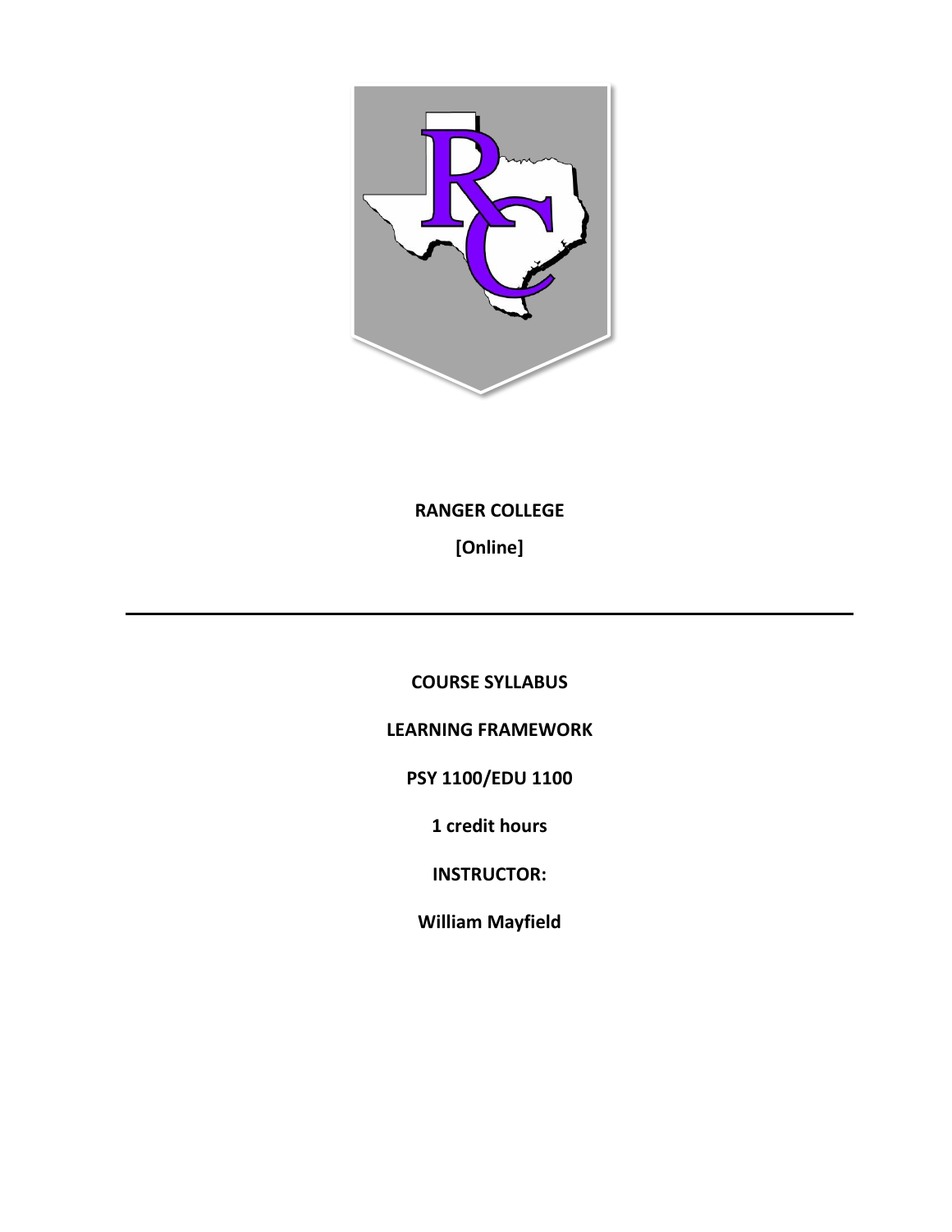**RANGER COLLEGE**

**[Online]**

---

**COURSE SYLLABUS**

**LEARNING FRAMEWORK**

**PSY 1100/EDU 1100**

**1 credit hours**

**INSTRUCTOR:**

**William Mayfield**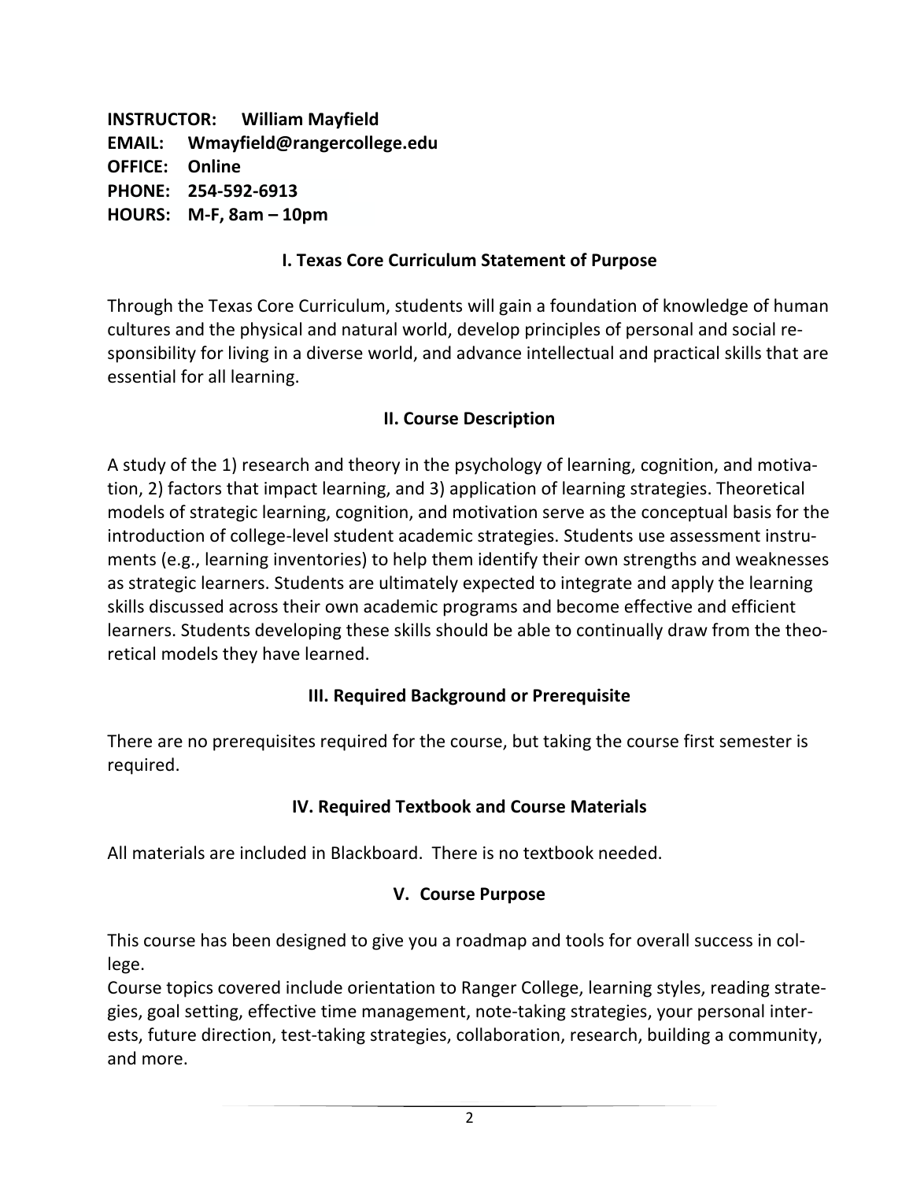**INSTRUCTOR:** **William Mayfield**
**EMAIL:** **Wmayfield@rangercollege.edu**
**OFFICE:** **Online**
**PHONE:** **254-592-6913**
**HOURS:** **M-F, 8am – 10pm**

## I. Texas Core Curriculum Statement of Purpose

Through the Texas Core Curriculum, students will gain a foundation of knowledge of human cultures and the physical and natural world, develop principles of personal and social responsibility for living in a diverse world, and advance intellectual and practical skills that are essential for all learning.

## II. Course Description

A study of the 1) research and theory in the psychology of learning, cognition, and motivation, 2) factors that impact learning, and 3) application of learning strategies. Theoretical models of strategic learning, cognition, and motivation serve as the conceptual basis for the introduction of college-level student academic strategies. Students use assessment instruments (e.g., learning inventories) to help them identify their own strengths and weaknesses as strategic learners. Students are ultimately expected to integrate and apply the learning skills discussed across their own academic programs and become effective and efficient learners. Students developing these skills should be able to continually draw from the theoretical models they have learned.

## III. Required Background or Prerequisite

There are no prerequisites required for the course, but taking the course first semester is required.

## IV. Required Textbook and Course Materials

All materials are included in Blackboard. There is no textbook needed.

## V. Course Purpose

This course has been designed to give you a roadmap and tools for overall success in college.

Course topics covered include orientation to Ranger College, learning styles, reading strategies, goal setting, effective time management, note-taking strategies, your personal interests, future direction, test-taking strategies, collaboration, research, building a community, and more.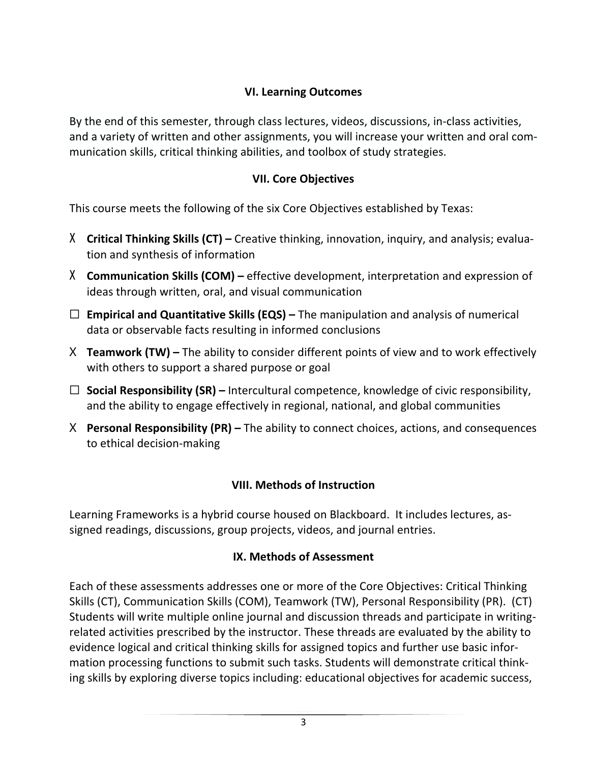## VI. Learning Outcomes

By the end of this semester, through class lectures, videos, discussions, in-class activities, and a variety of written and other assignments, you will increase your written and oral communication skills, critical thinking abilities, and toolbox of study strategies.

## VII. Core Objectives

This course meets the following of the six Core Objectives established by Texas:

- X **Critical Thinking Skills (CT) –** Creative thinking, innovation, inquiry, and analysis; evaluation and synthesis of information
- X **Communication Skills (COM) –** effective development, interpretation and expression of ideas through written, oral, and visual communication
- ☐ **Empirical and Quantitative Skills (EQS) –** The manipulation and analysis of numerical data or observable facts resulting in informed conclusions
- X **Teamwork (TW) –** The ability to consider different points of view and to work effectively with others to support a shared purpose or goal
- ☐ **Social Responsibility (SR) –** Intercultural competence, knowledge of civic responsibility, and the ability to engage effectively in regional, national, and global communities
- X **Personal Responsibility (PR) –** The ability to connect choices, actions, and consequences to ethical decision-making

## VIII. Methods of Instruction

Learning Frameworks is a hybrid course housed on Blackboard. It includes lectures, assigned readings, discussions, group projects, videos, and journal entries.

## IX. Methods of Assessment

Each of these assessments addresses one or more of the Core Objectives: Critical Thinking Skills (CT), Communication Skills (COM), Teamwork (TW), Personal Responsibility (PR). (CT) Students will write multiple online journal and discussion threads and participate in writing-related activities prescribed by the instructor. These threads are evaluated by the ability to evidence logical and critical thinking skills for assigned topics and further use basic information processing functions to submit such tasks. Students will demonstrate critical thinking skills by exploring diverse topics including: educational objectives for academic success,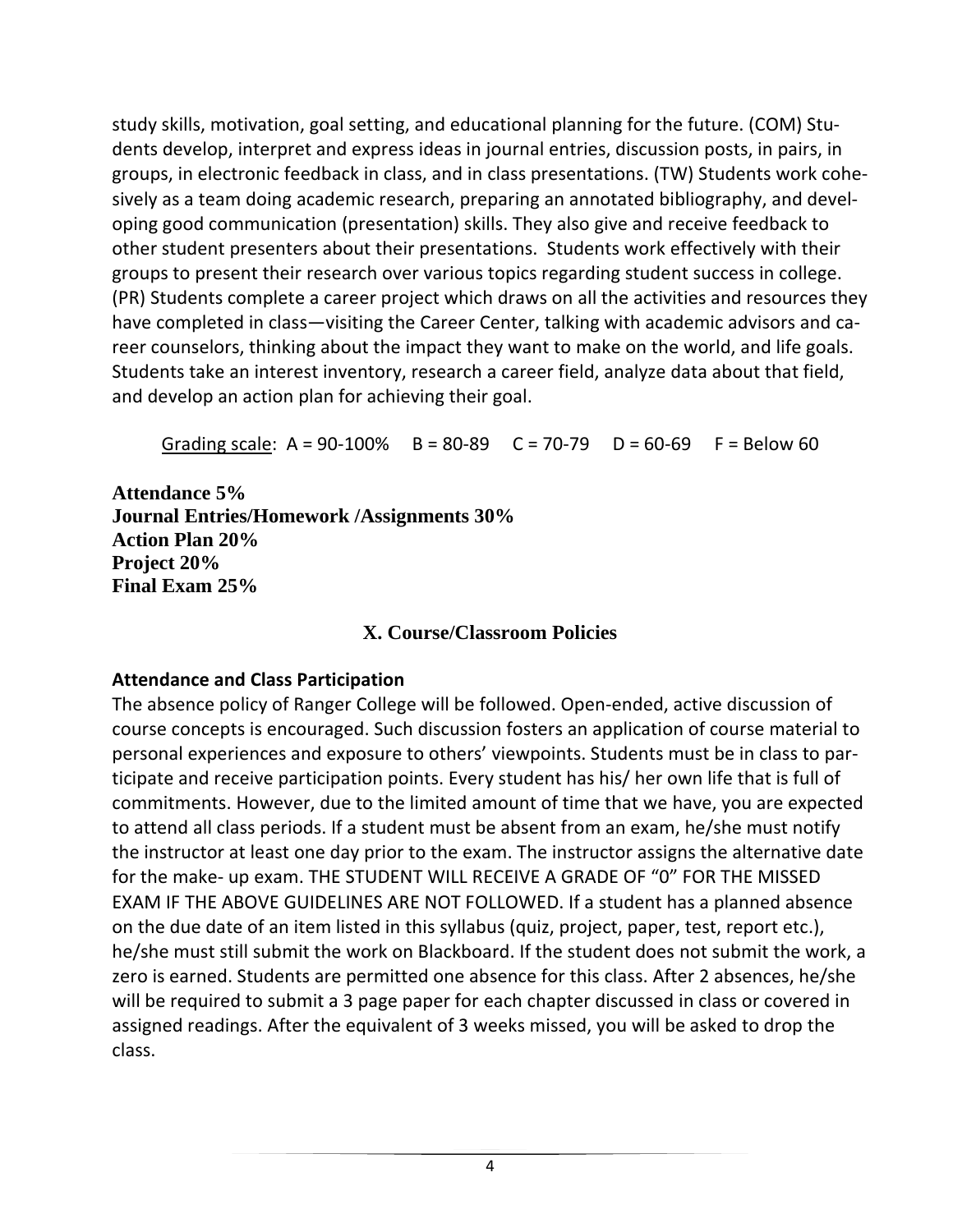study skills, motivation, goal setting, and educational planning for the future. (COM) Students develop, interpret and express ideas in journal entries, discussion posts, in pairs, in groups, in electronic feedback in class, and in class presentations. (TW) Students work cohesively as a team doing academic research, preparing an annotated bibliography, and developing good communication (presentation) skills. They also give and receive feedback to other student presenters about their presentations. Students work effectively with their groups to present their research over various topics regarding student success in college. (PR) Students complete a career project which draws on all the activities and resources they have completed in class—visiting the Career Center, talking with academic advisors and career counselors, thinking about the impact they want to make on the world, and life goals. Students take an interest inventory, research a career field, analyze data about that field, and develop an action plan for achieving their goal.

Grading scale: A = 90-100% B = 80-89 C = 70-79 D = 60-69 F = Below 60

**Attendance 5%**
**Journal Entries/Homework /Assignments 30%**
**Action Plan 20%**
**Project 20%**
**Final Exam 25%**

## X. Course/Classroom Policies

**Attendance and Class Participation**

The absence policy of Ranger College will be followed. Open-ended, active discussion of course concepts is encouraged. Such discussion fosters an application of course material to personal experiences and exposure to others' viewpoints. Students must be in class to participate and receive participation points. Every student has his/ her own life that is full of commitments. However, due to the limited amount of time that we have, you are expected to attend all class periods. If a student must be absent from an exam, he/she must notify the instructor at least one day prior to the exam. The instructor assigns the alternative date for the make- up exam. THE STUDENT WILL RECEIVE A GRADE OF "0" FOR THE MISSED EXAM IF THE ABOVE GUIDELINES ARE NOT FOLLOWED. If a student has a planned absence on the due date of an item listed in this syllabus (quiz, project, paper, test, report etc.), he/she must still submit the work on Blackboard. If the student does not submit the work, a zero is earned. Students are permitted one absence for this class. After 2 absences, he/she will be required to submit a 3 page paper for each chapter discussed in class or covered in assigned readings. After the equivalent of 3 weeks missed, you will be asked to drop the class.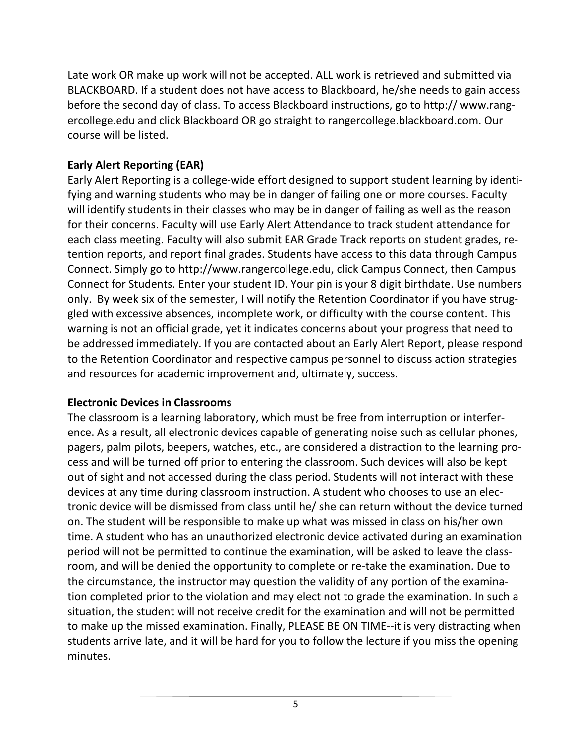Late work OR make up work will not be accepted. ALL work is retrieved and submitted via BLACKBOARD. If a student does not have access to Blackboard, he/she needs to gain access before the second day of class. To access Blackboard instructions, go to http:// www.rangercollege.edu and click Blackboard OR go straight to rangercollege.blackboard.com. Our course will be listed.

**Early Alert Reporting (EAR)**

Early Alert Reporting is a college-wide effort designed to support student learning by identifying and warning students who may be in danger of failing one or more courses. Faculty will identify students in their classes who may be in danger of failing as well as the reason for their concerns. Faculty will use Early Alert Attendance to track student attendance for each class meeting. Faculty will also submit EAR Grade Track reports on student grades, retention reports, and report final grades. Students have access to this data through Campus Connect. Simply go to http://www.rangercollege.edu, click Campus Connect, then Campus Connect for Students. Enter your student ID. Your pin is your 8 digit birthdate. Use numbers only. By week six of the semester, I will notify the Retention Coordinator if you have struggled with excessive absences, incomplete work, or difficulty with the course content. This warning is not an official grade, yet it indicates concerns about your progress that need to be addressed immediately. If you are contacted about an Early Alert Report, please respond to the Retention Coordinator and respective campus personnel to discuss action strategies and resources for academic improvement and, ultimately, success.

**Electronic Devices in Classrooms**

The classroom is a learning laboratory, which must be free from interruption or interference. As a result, all electronic devices capable of generating noise such as cellular phones, pagers, palm pilots, beepers, watches, etc., are considered a distraction to the learning process and will be turned off prior to entering the classroom. Such devices will also be kept out of sight and not accessed during the class period. Students will not interact with these devices at any time during classroom instruction. A student who chooses to use an electronic device will be dismissed from class until he/ she can return without the device turned on. The student will be responsible to make up what was missed in class on his/her own time. A student who has an unauthorized electronic device activated during an examination period will not be permitted to continue the examination, will be asked to leave the classroom, and will be denied the opportunity to complete or re-take the examination. Due to the circumstance, the instructor may question the validity of any portion of the examination completed prior to the violation and may elect not to grade the examination. In such a situation, the student will not receive credit for the examination and will not be permitted to make up the missed examination. Finally, PLEASE BE ON TIME--it is very distracting when students arrive late, and it will be hard for you to follow the lecture if you miss the opening minutes.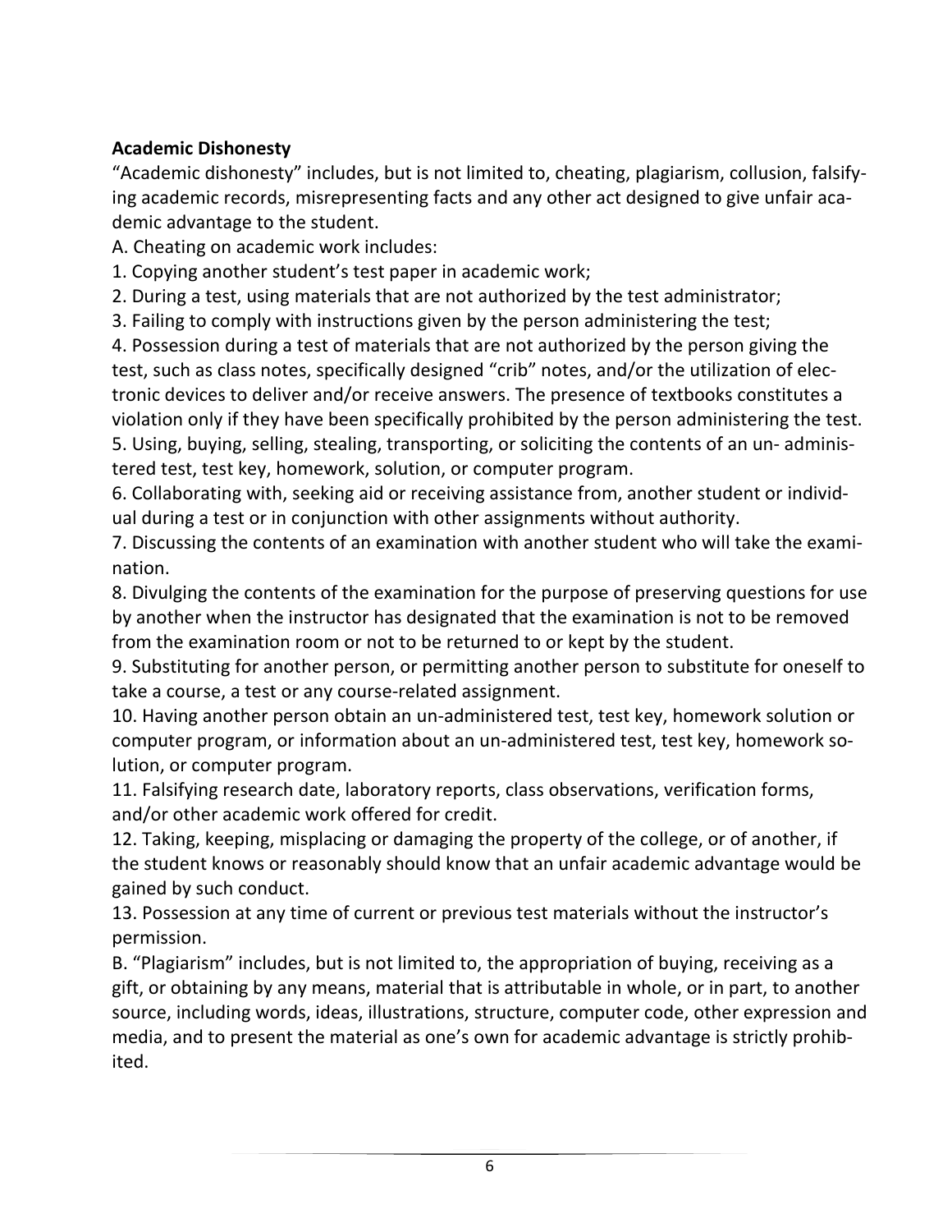**Academic Dishonesty**

"Academic dishonesty" includes, but is not limited to, cheating, plagiarism, collusion, falsifying academic records, misrepresenting facts and any other act designed to give unfair academic advantage to the student.

A. Cheating on academic work includes:

1. Copying another student's test paper in academic work;
2. During a test, using materials that are not authorized by the test administrator;
3. Failing to comply with instructions given by the person administering the test;
4. Possession during a test of materials that are not authorized by the person giving the test, such as class notes, specifically designed "crib" notes, and/or the utilization of electronic devices to deliver and/or receive answers. The presence of textbooks constitutes a violation only if they have been specifically prohibited by the person administering the test.
5. Using, buying, selling, stealing, transporting, or soliciting the contents of an un- administered test, test key, homework, solution, or computer program.
6. Collaborating with, seeking aid or receiving assistance from, another student or individual during a test or in conjunction with other assignments without authority.
7. Discussing the contents of an examination with another student who will take the examination.
8. Divulging the contents of the examination for the purpose of preserving questions for use by another when the instructor has designated that the examination is not to be removed from the examination room or not to be returned to or kept by the student.
9. Substituting for another person, or permitting another person to substitute for oneself to take a course, a test or any course-related assignment.
10. Having another person obtain an un-administered test, test key, homework solution or computer program, or information about an un-administered test, test key, homework solution, or computer program.
11. Falsifying research date, laboratory reports, class observations, verification forms, and/or other academic work offered for credit.
12. Taking, keeping, misplacing or damaging the property of the college, or of another, if the student knows or reasonably should know that an unfair academic advantage would be gained by such conduct.
13. Possession at any time of current or previous test materials without the instructor's permission.

B. "Plagiarism" includes, but is not limited to, the appropriation of buying, receiving as a gift, or obtaining by any means, material that is attributable in whole, or in part, to another source, including words, ideas, illustrations, structure, computer code, other expression and media, and to present the material as one's own for academic advantage is strictly prohibited.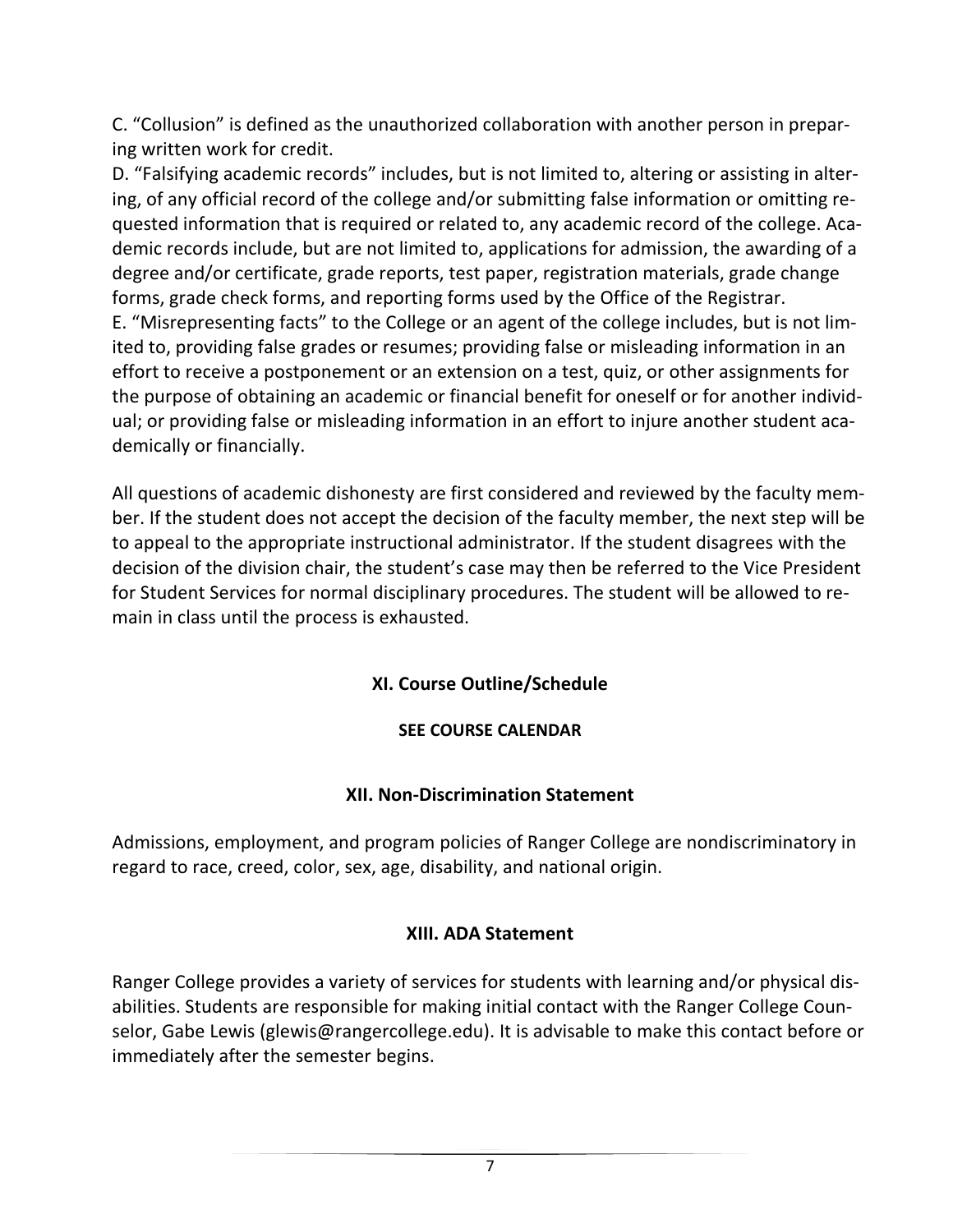C. "Collusion" is defined as the unauthorized collaboration with another person in preparing written work for credit.

D. "Falsifying academic records" includes, but is not limited to, altering or assisting in altering, of any official record of the college and/or submitting false information or omitting requested information that is required or related to, any academic record of the college. Academic records include, but are not limited to, applications for admission, the awarding of a degree and/or certificate, grade reports, test paper, registration materials, grade change forms, grade check forms, and reporting forms used by the Office of the Registrar.

E. "Misrepresenting facts" to the College or an agent of the college includes, but is not limited to, providing false grades or resumes; providing false or misleading information in an effort to receive a postponement or an extension on a test, quiz, or other assignments for the purpose of obtaining an academic or financial benefit for oneself or for another individual; or providing false or misleading information in an effort to injure another student academically or financially.

All questions of academic dishonesty are first considered and reviewed by the faculty member. If the student does not accept the decision of the faculty member, the next step will be to appeal to the appropriate instructional administrator. If the student disagrees with the decision of the division chair, the student's case may then be referred to the Vice President for Student Services for normal disciplinary procedures. The student will be allowed to remain in class until the process is exhausted.

## XI. Course Outline/Schedule

**SEE COURSE CALENDAR**

## XII. Non-Discrimination Statement

Admissions, employment, and program policies of Ranger College are nondiscriminatory in regard to race, creed, color, sex, age, disability, and national origin.

## XIII. ADA Statement

Ranger College provides a variety of services for students with learning and/or physical disabilities. Students are responsible for making initial contact with the Ranger College Counselor, Gabe Lewis (glewis@rangercollege.edu). It is advisable to make this contact before or immediately after the semester begins.